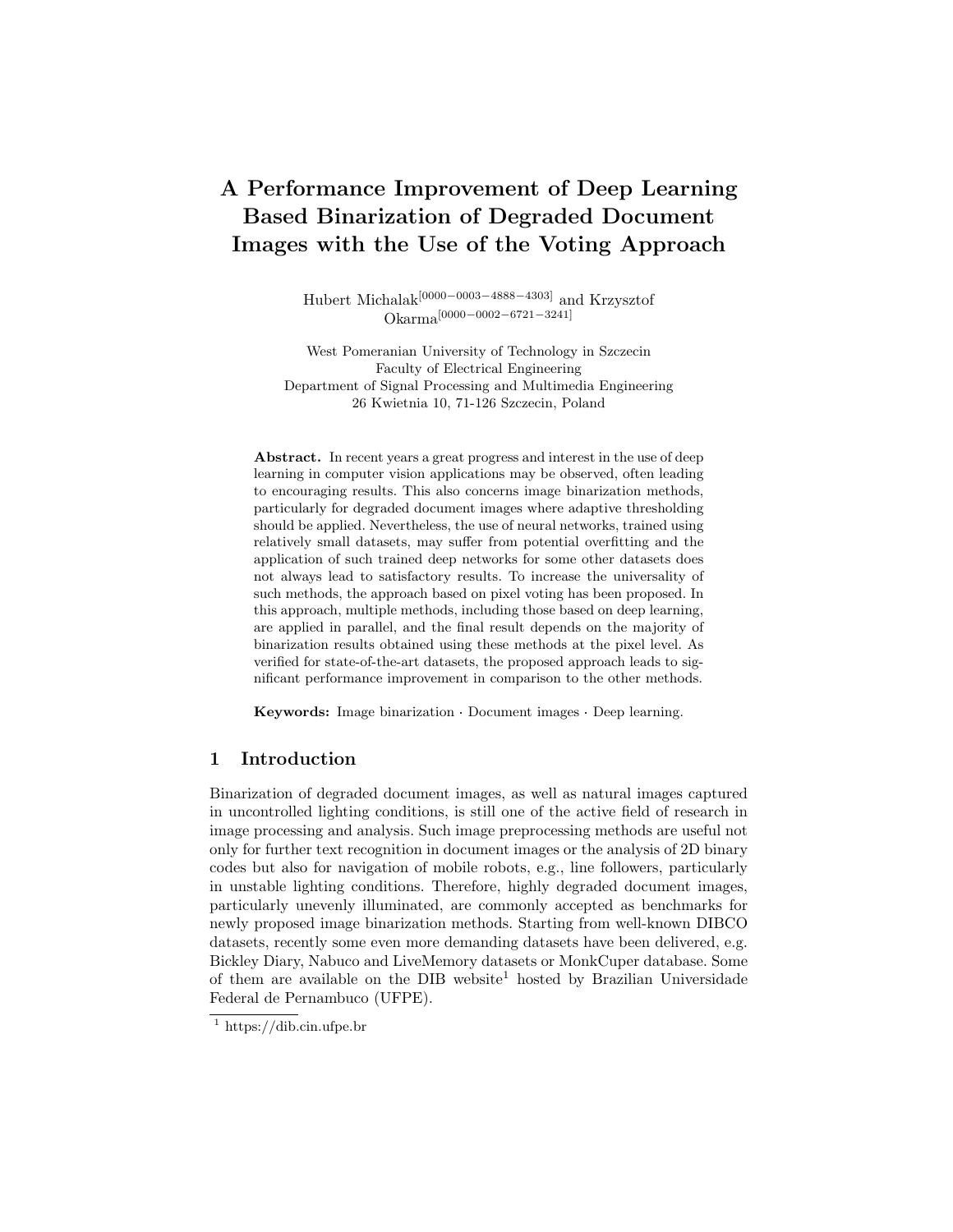# A Performance Improvement of Deep Learning Based Binarization of Degraded Document Images with the Use of the Voting Approach

Hubert Michalak[0000−0003−4888−4303] and Krzysztof Okarma[0000−0002−6721−3241]

West Pomeranian University of Technology in Szczecin
Faculty of Electrical Engineering
Department of Signal Processing and Multimedia Engineering
26 Kwietnia 10, 71-126 Szczecin, Poland

**Abstract.** In recent years a great progress and interest in the use of deep learning in computer vision applications may be observed, often leading to encouraging results. This also concerns image binarization methods, particularly for degraded document images where adaptive thresholding should be applied. Nevertheless, the use of neural networks, trained using relatively small datasets, may suffer from potential overfitting and the application of such trained deep networks for some other datasets does not always lead to satisfactory results. To increase the universality of such methods, the approach based on pixel voting has been proposed. In this approach, multiple methods, including those based on deep learning, are applied in parallel, and the final result depends on the majority of binarization results obtained using these methods at the pixel level. As verified for state-of-the-art datasets, the proposed approach leads to significant performance improvement in comparison to the other methods.

**Keywords:** Image binarization · Document images · Deep learning.

## 1 Introduction

Binarization of degraded document images, as well as natural images captured in uncontrolled lighting conditions, is still one of the active field of research in image processing and analysis. Such image preprocessing methods are useful not only for further text recognition in document images or the analysis of 2D binary codes but also for navigation of mobile robots, e.g., line followers, particularly in unstable lighting conditions. Therefore, highly degraded document images, particularly unevenly illuminated, are commonly accepted as benchmarks for newly proposed image binarization methods. Starting from well-known DIBCO datasets, recently some even more demanding datasets have been delivered, e.g. Bickley Diary, Nabuco and LiveMemory datasets or MonkCuper database. Some of them are available on the DIB website[1] hosted by Brazilian Universidade Federal de Pernambuco (UFPE).

[1] https://dib.cin.ufpe.br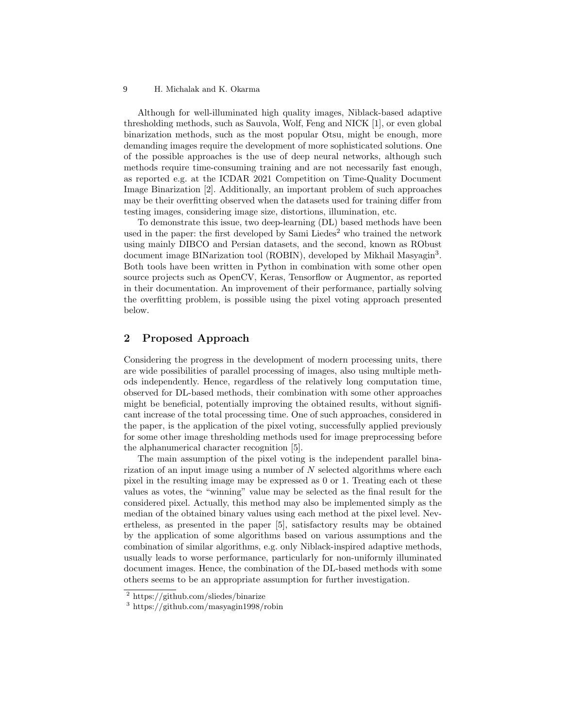Although for well-illuminated high quality images, Niblack-based adaptive thresholding methods, such as Sauvola, Wolf, Feng and NICK [1], or even global binarization methods, such as the most popular Otsu, might be enough, more demanding images require the development of more sophisticated solutions. One of the possible approaches is the use of deep neural networks, although such methods require time-consuming training and are not necessarily fast enough, as reported e.g. at the ICDAR 2021 Competition on Time-Quality Document Image Binarization [2]. Additionally, an important problem of such approaches may be their overfitting observed when the datasets used for training differ from testing images, considering image size, distortions, illumination, etc.

To demonstrate this issue, two deep-learning (DL) based methods have been used in the paper: the first developed by Sami Liedes[2] who trained the network using mainly DIBCO and Persian datasets, and the second, known as RObust document image BINarization tool (ROBIN), developed by Mikhail Masyagin[3]. Both tools have been written in Python in combination with some other open source projects such as OpenCV, Keras, Tensorflow or Augmentor, as reported in their documentation. An improvement of their performance, partially solving the overfitting problem, is possible using the pixel voting approach presented below.

## 2 Proposed Approach

Considering the progress in the development of modern processing units, there are wide possibilities of parallel processing of images, also using multiple methods independently. Hence, regardless of the relatively long computation time, observed for DL-based methods, their combination with some other approaches might be beneficial, potentially improving the obtained results, without significant increase of the total processing time. One of such approaches, considered in the paper, is the application of the pixel voting, successfully applied previously for some other image thresholding methods used for image preprocessing before the alphanumerical character recognition [5].

The main assumption of the pixel voting is the independent parallel binarization of an input image using a number of $N$ selected algorithms where each pixel in the resulting image may be expressed as 0 or 1. Treating each ot these values as votes, the "winning" value may be selected as the final result for the considered pixel. Actually, this method may also be implemented simply as the median of the obtained binary values using each method at the pixel level. Nevertheless, as presented in the paper [5], satisfactory results may be obtained by the application of some algorithms based on various assumptions and the combination of similar algorithms, e.g. only Niblack-inspired adaptive methods, usually leads to worse performance, particularly for non-uniformly illuminated document images. Hence, the combination of the DL-based methods with some others seems to be an appropriate assumption for further investigation.

[2] https://github.com/sliedes/binarize

[3] https://github.com/masyagin1998/robin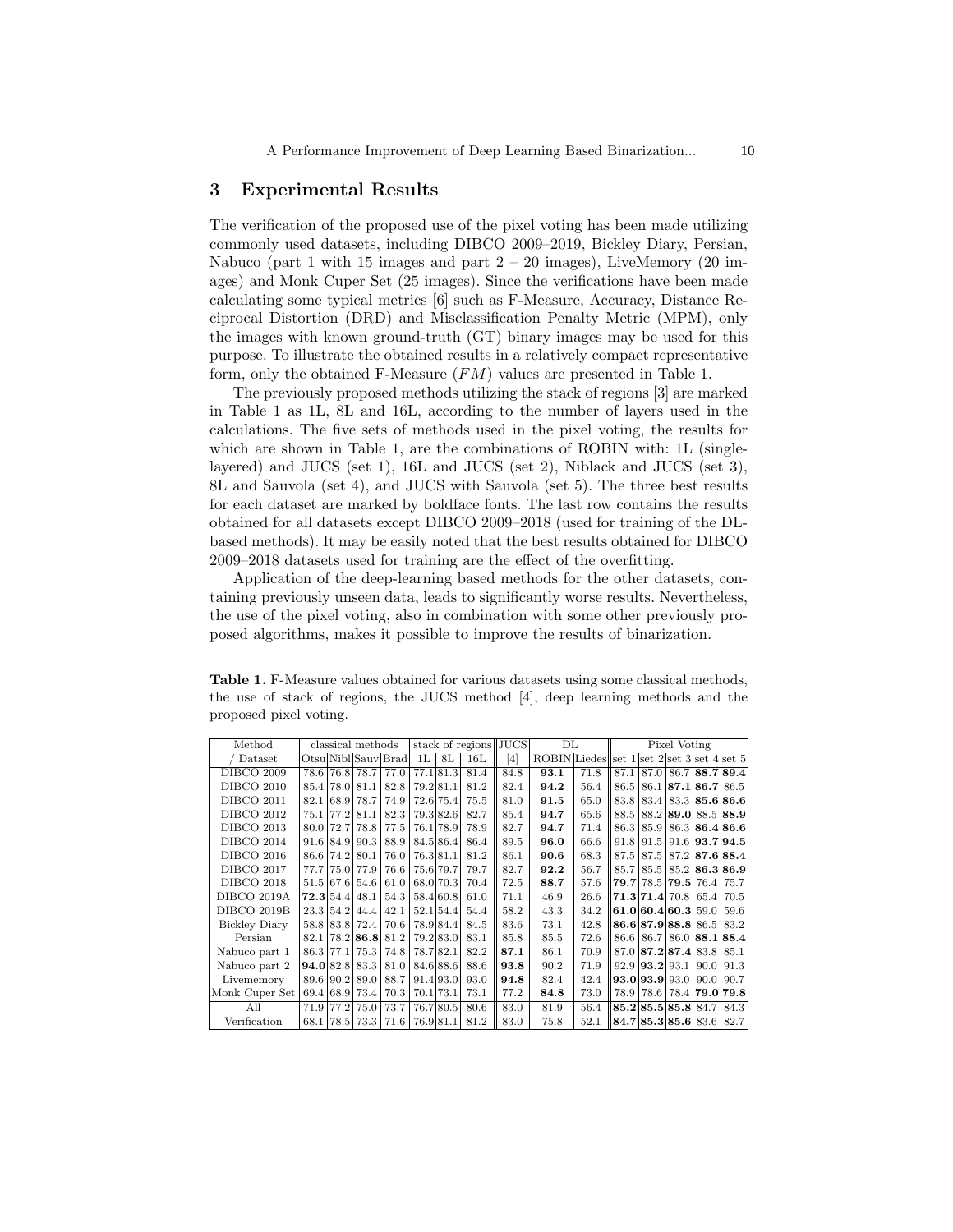## 3 Experimental Results

The verification of the proposed use of the pixel voting has been made utilizing commonly used datasets, including DIBCO 2009–2019, Bickley Diary, Persian, Nabuco (part 1 with 15 images and part 2 – 20 images), LiveMemory (20 images) and Monk Cuper Set (25 images). Since the verifications have been made calculating some typical metrics [6] such as F-Measure, Accuracy, Distance Reciprocal Distortion (DRD) and Misclassification Penalty Metric (MPM), only the images with known ground-truth (GT) binary images may be used for this purpose. To illustrate the obtained results in a relatively compact representative form, only the obtained F-Measure ($FM$) values are presented in Table 1.

The previously proposed methods utilizing the stack of regions [3] are marked in Table 1 as 1L, 8L and 16L, according to the number of layers used in the calculations. The five sets of methods used in the pixel voting, the results for which are shown in Table 1, are the combinations of ROBIN with: 1L (single-layered) and JUCS (set 1), 16L and JUCS (set 2), Niblack and JUCS (set 3), 8L and Sauvola (set 4), and JUCS with Sauvola (set 5). The three best results for each dataset are marked by boldface fonts. The last row contains the results obtained for all datasets except DIBCO 2009–2018 (used for training of the DL-based methods). It may be easily noted that the best results obtained for DIBCO 2009–2018 datasets used for training are the effect of the overfitting.

Application of the deep-learning based methods for the other datasets, containing previously unseen data, leads to significantly worse results. Nevertheless, the use of the pixel voting, also in combination with some other previously proposed algorithms, makes it possible to improve the results of binarization.

**Table 1.** F-Measure values obtained for various datasets using some classical methods, the use of stack of regions, the JUCS method [4], deep learning methods and the proposed pixel voting.

| Method | classical methods | | | | stack of regions | | | JUCS | DL | | Pixel Voting | | | | |
|---|---|---|---|---|---|---|---|---|---|---|---|---|---|---|---|
| / Dataset | Otsu | Nibl | Sauv | Brad | 1L | 8L | 16L | [4] | ROBIN | Liedes | set 1 | set 2 | set 3 | set 4 | set 5 |
| DIBCO 2009 | 78.6 | 76.8 | 78.7 | 77.0 | 77.1 | 81.3 | 81.4 | 84.8 | **93.1** | 71.8 | 87.1 | 87.0 | 86.7 | **88.7** | **89.4** |
| DIBCO 2010 | 85.4 | 78.0 | 81.1 | 82.8 | 79.2 | 81.1 | 81.2 | 82.4 | **94.2** | 56.4 | 86.5 | 86.1 | **87.1** | **86.7** | 86.5 |
| DIBCO 2011 | 82.1 | 68.9 | 78.7 | 74.9 | 72.6 | 75.4 | 75.5 | 81.0 | **91.5** | 65.0 | 83.8 | 83.4 | 83.3 | **85.6** | **86.6** |
| DIBCO 2012 | 75.1 | 77.2 | 81.1 | 82.3 | 79.3 | 82.6 | 82.7 | 85.4 | **94.7** | 65.6 | 88.5 | 88.2 | **89.0** | 88.5 | **88.9** |
| DIBCO 2013 | 80.0 | 72.7 | 78.8 | 77.5 | 76.1 | 78.9 | 78.9 | 82.7 | **94.7** | 71.4 | 86.3 | 85.9 | 86.3 | **86.4** | **86.6** |
| DIBCO 2014 | 91.6 | 84.9 | 90.3 | 88.9 | 84.5 | 86.4 | 86.4 | 89.5 | **96.0** | 66.6 | 91.8 | 91.5 | 91.6 | **93.7** | **94.5** |
| DIBCO 2016 | 86.6 | 74.2 | 80.1 | 76.0 | 76.3 | 81.1 | 81.2 | 86.1 | **90.6** | 68.3 | 87.5 | 87.5 | 87.2 | **87.6** | **88.4** |
| DIBCO 2017 | 77.7 | 75.0 | 77.9 | 76.6 | 75.6 | 79.7 | 79.7 | 82.7 | **92.2** | 56.7 | 85.7 | 85.5 | 85.2 | **86.3** | **86.9** |
| DIBCO 2018 | 51.5 | 67.6 | 54.6 | 61.0 | 68.0 | 70.3 | 70.4 | 72.5 | **88.7** | 57.6 | **79.7** | 78.5 | **79.5** | 76.4 | 75.7 |
| DIBCO 2019A | **72.3** | 54.4 | 48.1 | 54.3 | 58.4 | 60.8 | 61.0 | 71.1 | 46.9 | 26.6 | **71.3** | **71.4** | 70.8 | 65.4 | 70.5 |
| DIBCO 2019B | 23.3 | 54.2 | 44.4 | 42.1 | 52.1 | 54.4 | 54.4 | 58.2 | 43.3 | 34.2 | **61.0** | **60.4** | **60.3** | 59.0 | 59.6 |
| Bickley Diary | 58.8 | 83.8 | 72.4 | 70.6 | 78.9 | 84.4 | 84.5 | 83.6 | 73.1 | 42.8 | **86.6** | **87.9** | **88.8** | 86.5 | 83.2 |
| Persian | 82.1 | 78.2 | **86.8** | 81.2 | 79.2 | 83.0 | 83.1 | 85.8 | 85.5 | 72.6 | 86.6 | 86.7 | 86.0 | **88.1** | **88.4** |
| Nabuco part 1 | 86.3 | 77.1 | 75.3 | 74.8 | 78.7 | 82.1 | 82.2 | **87.1** | 86.1 | 70.9 | 87.0 | **87.2** | **87.4** | 83.8 | 85.1 |
| Nabuco part 2 | **94.0** | 82.8 | 83.3 | 81.0 | 84.6 | 88.6 | 88.6 | **93.8** | 90.2 | 71.9 | 92.9 | **93.2** | 93.1 | 90.0 | 91.3 |
| Livememory | 89.6 | 90.2 | 89.0 | 88.7 | 91.4 | 93.0 | 93.0 | **94.8** | 82.4 | 42.4 | **93.0** | **93.9** | 93.0 | 90.0 | 90.7 |
| Monk Cuper Set | 69.4 | 68.9 | 73.4 | 70.3 | 70.1 | 73.1 | 73.1 | 77.2 | **84.8** | 73.0 | 78.9 | 78.6 | 78.4 | **79.0** | **79.8** |
| All | 71.9 | 77.2 | 75.0 | 73.7 | 76.7 | 80.5 | 80.6 | 83.0 | 81.9 | 56.4 | **85.2** | **85.5** | **85.8** | 84.7 | 84.3 |
| Verification | 68.1 | 78.5 | 73.3 | 71.6 | 76.9 | 81.1 | 81.2 | 83.0 | 75.8 | 52.1 | **84.7** | **85.3** | **85.6** | 83.6 | 82.7 |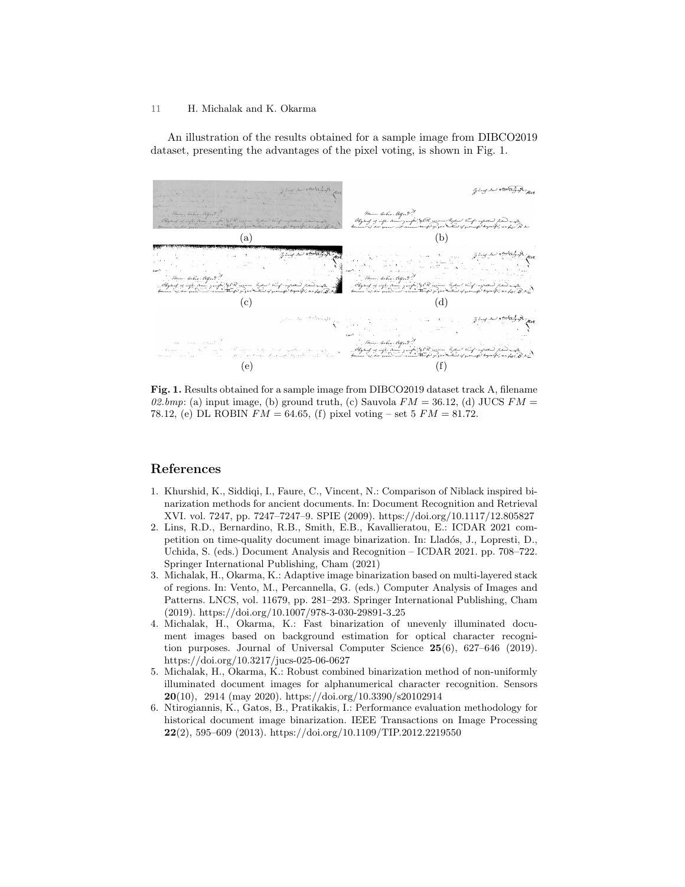An illustration of the results obtained for a sample image from DIBCO2019 dataset, presenting the advantages of the pixel voting, is shown in Fig. 1.

(a)

(b)

(c)

(d)

(e)

(f)

**Fig. 1.** Results obtained for a sample image from DIBCO2019 dataset track A, filename *02.bmp*: (a) input image, (b) ground truth, (c) Sauvola $FM = 36.12$, (d) JUCS $FM = 78.12$, (e) DL ROBIN $FM = 64.65$, (f) pixel voting – set 5 $FM = 81.72$.

## References

1. Khurshid, K., Siddiqi, I., Faure, C., Vincent, N.: Comparison of Niblack inspired binarization methods for ancient documents. In: Document Recognition and Retrieval XVI. vol. 7247, pp. 7247–7247–9. SPIE (2009). https://doi.org/10.1117/12.805827
2. Lins, R.D., Bernardino, R.B., Smith, E.B., Kavallieratou, E.: ICDAR 2021 competition on time-quality document image binarization. In: Lladós, J., Lopresti, D., Uchida, S. (eds.) Document Analysis and Recognition – ICDAR 2021. pp. 708–722. Springer International Publishing, Cham (2021)
3. Michalak, H., Okarma, K.: Adaptive image binarization based on multi-layered stack of regions. In: Vento, M., Percannella, G. (eds.) Computer Analysis of Images and Patterns. LNCS, vol. 11679, pp. 281–293. Springer International Publishing, Cham (2019). https://doi.org/10.1007/978-3-030-29891-3_25
4. Michalak, H., Okarma, K.: Fast binarization of unevenly illuminated document images based on background estimation for optical character recognition purposes. Journal of Universal Computer Science **25**(6), 627–646 (2019). https://doi.org/10.3217/jucs-025-06-0627
5. Michalak, H., Okarma, K.: Robust combined binarization method of non-uniformly illuminated document images for alphanumerical character recognition. Sensors **20**(10), 2914 (may 2020). https://doi.org/10.3390/s20102914
6. Ntirogiannis, K., Gatos, B., Pratikakis, I.: Performance evaluation methodology for historical document image binarization. IEEE Transactions on Image Processing **22**(2), 595–609 (2013). https://doi.org/10.1109/TIP.2012.2219550